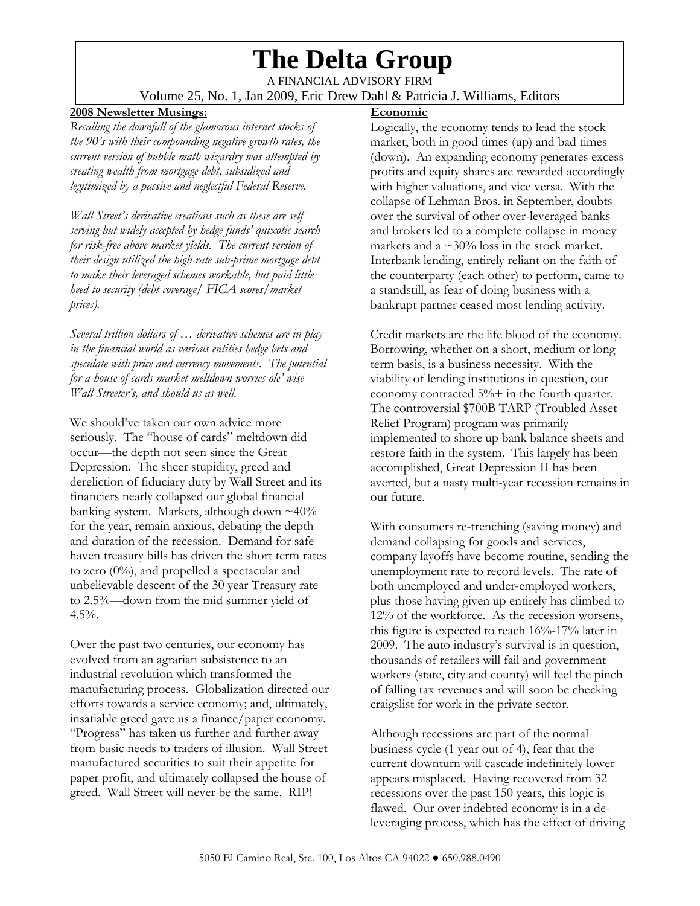# The Delta Group

A FINANCIAL ADVISORY FIRM

Volume 25, No. 1, Jan 2009, Eric Drew Dahl & Patricia J. Williams, Editors

**2008 Newsletter Musings:**

*Recalling the downfall of the glamorous internet stocks of the 90's with their compounding negative growth rates, the current version of bubble math wizardry was attempted by creating wealth from mortgage debt, subsidized and legitimized by a passive and neglectful Federal Reserve.*

*Wall Street's derivative creations such as these are self serving but widely accepted by hedge funds' quixotic search for risk-free above market yields. The current version of their design utilized the high rate sub-prime mortgage debt to make their leveraged schemes workable, but paid little heed to security (debt coverage/ FICA scores/market prices).*

*Several trillion dollars of … derivative schemes are in play in the financial world as various entities hedge bets and speculate with price and currency movements. The potential for a house of cards market meltdown worries ole' wise Wall Streeter's, and should us as well.*

We should've taken our own advice more seriously. The "house of cards" meltdown did occur—the depth not seen since the Great Depression. The sheer stupidity, greed and dereliction of fiduciary duty by Wall Street and its financiers nearly collapsed our global financial banking system. Markets, although down ~40% for the year, remain anxious, debating the depth and duration of the recession. Demand for safe haven treasury bills has driven the short term rates to zero (0%), and propelled a spectacular and unbelievable descent of the 30 year Treasury rate to 2.5%—down from the mid summer yield of 4.5%.

Over the past two centuries, our economy has evolved from an agrarian subsistence to an industrial revolution which transformed the manufacturing process. Globalization directed our efforts towards a service economy; and, ultimately, insatiable greed gave us a finance/paper economy. "Progress" has taken us further and further away from basic needs to traders of illusion. Wall Street manufactured securities to suit their appetite for paper profit, and ultimately collapsed the house of greed. Wall Street will never be the same. RIP!

**Economic**

Logically, the economy tends to lead the stock market, both in good times (up) and bad times (down). An expanding economy generates excess profits and equity shares are rewarded accordingly with higher valuations, and vice versa. With the collapse of Lehman Bros. in September, doubts over the survival of other over-leveraged banks and brokers led to a complete collapse in money markets and a ~30% loss in the stock market. Interbank lending, entirely reliant on the faith of the counterparty (each other) to perform, came to a standstill, as fear of doing business with a bankrupt partner ceased most lending activity.

Credit markets are the life blood of the economy. Borrowing, whether on a short, medium or long term basis, is a business necessity. With the viability of lending institutions in question, our economy contracted 5%+ in the fourth quarter. The controversial $700B TARP (Troubled Asset Relief Program) program was primarily implemented to shore up bank balance sheets and restore faith in the system. This largely has been accomplished, Great Depression II has been averted, but a nasty multi-year recession remains in our future.

With consumers re-trenching (saving money) and demand collapsing for goods and services, company layoffs have become routine, sending the unemployment rate to record levels. The rate of both unemployed and under-employed workers, plus those having given up entirely has climbed to 12% of the workforce. As the recession worsens, this figure is expected to reach 16%-17% later in 2009. The auto industry's survival is in question, thousands of retailers will fail and government workers (state, city and county) will feel the pinch of falling tax revenues and will soon be checking craigslist for work in the private sector.

Although recessions are part of the normal business cycle (1 year out of 4), fear that the current downturn will cascade indefinitely lower appears misplaced. Having recovered from 32 recessions over the past 150 years, this logic is flawed. Our over indebted economy is in a de-leveraging process, which has the effect of driving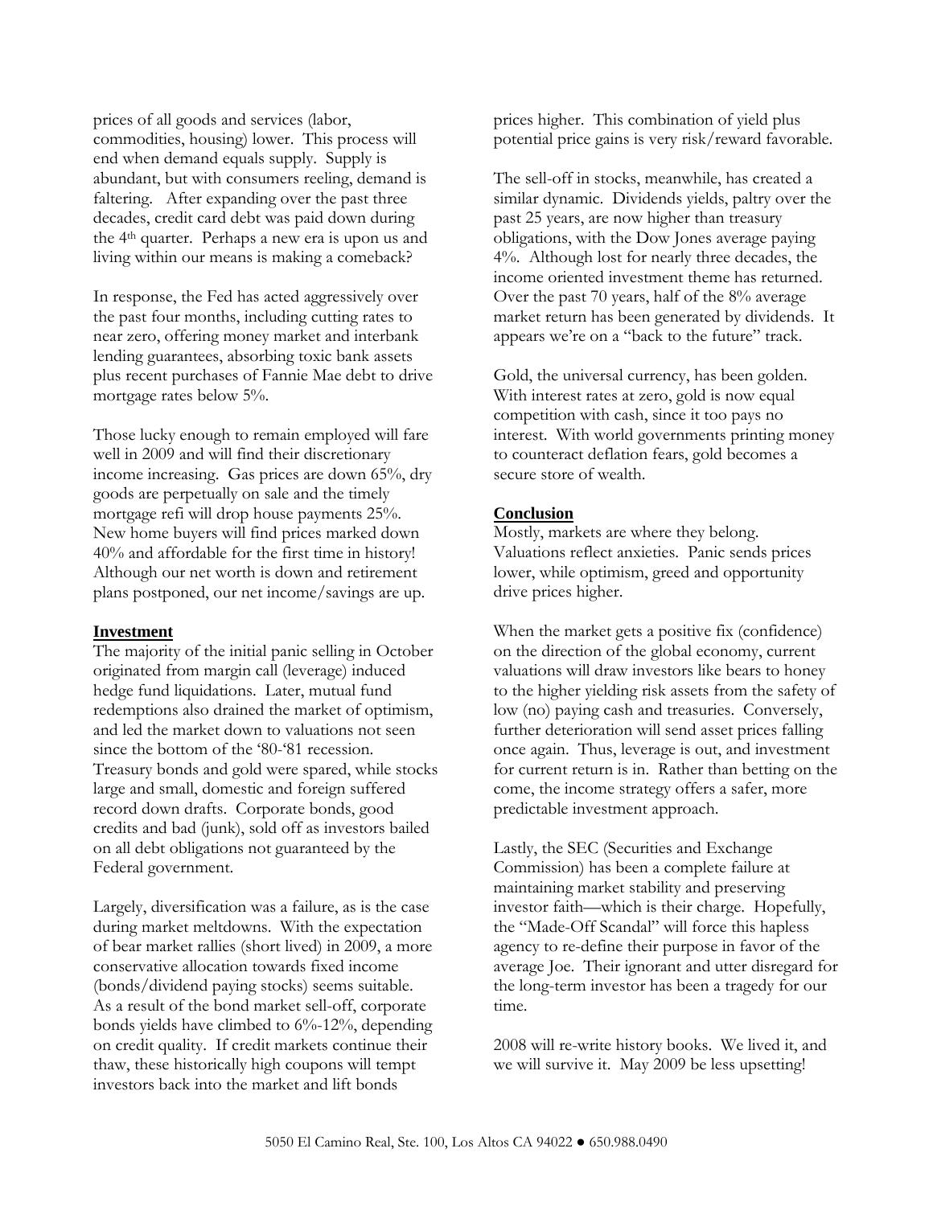prices of all goods and services (labor, commodities, housing) lower. This process will end when demand equals supply. Supply is abundant, but with consumers reeling, demand is faltering. After expanding over the past three decades, credit card debt was paid down during the 4th quarter. Perhaps a new era is upon us and living within our means is making a comeback?

In response, the Fed has acted aggressively over the past four months, including cutting rates to near zero, offering money market and interbank lending guarantees, absorbing toxic bank assets plus recent purchases of Fannie Mae debt to drive mortgage rates below 5%.

Those lucky enough to remain employed will fare well in 2009 and will find their discretionary income increasing. Gas prices are down 65%, dry goods are perpetually on sale and the timely mortgage refi will drop house payments 25%. New home buyers will find prices marked down 40% and affordable for the first time in history! Although our net worth is down and retirement plans postponed, our net income/savings are up.

## Investment

The majority of the initial panic selling in October originated from margin call (leverage) induced hedge fund liquidations. Later, mutual fund redemptions also drained the market of optimism, and led the market down to valuations not seen since the bottom of the '80-'81 recession. Treasury bonds and gold were spared, while stocks large and small, domestic and foreign suffered record down drafts. Corporate bonds, good credits and bad (junk), sold off as investors bailed on all debt obligations not guaranteed by the Federal government.

Largely, diversification was a failure, as is the case during market meltdowns. With the expectation of bear market rallies (short lived) in 2009, a more conservative allocation towards fixed income (bonds/dividend paying stocks) seems suitable. As a result of the bond market sell-off, corporate bonds yields have climbed to 6%-12%, depending on credit quality. If credit markets continue their thaw, these historically high coupons will tempt investors back into the market and lift bonds prices higher. This combination of yield plus potential price gains is very risk/reward favorable.

The sell-off in stocks, meanwhile, has created a similar dynamic. Dividends yields, paltry over the past 25 years, are now higher than treasury obligations, with the Dow Jones average paying 4%. Although lost for nearly three decades, the income oriented investment theme has returned. Over the past 70 years, half of the 8% average market return has been generated by dividends. It appears we're on a "back to the future" track.

Gold, the universal currency, has been golden. With interest rates at zero, gold is now equal competition with cash, since it too pays no interest. With world governments printing money to counteract deflation fears, gold becomes a secure store of wealth.

## Conclusion

Mostly, markets are where they belong. Valuations reflect anxieties. Panic sends prices lower, while optimism, greed and opportunity drive prices higher.

When the market gets a positive fix (confidence) on the direction of the global economy, current valuations will draw investors like bears to honey to the higher yielding risk assets from the safety of low (no) paying cash and treasuries. Conversely, further deterioration will send asset prices falling once again. Thus, leverage is out, and investment for current return is in. Rather than betting on the come, the income strategy offers a safer, more predictable investment approach.

Lastly, the SEC (Securities and Exchange Commission) has been a complete failure at maintaining market stability and preserving investor faith—which is their charge. Hopefully, the "Made-Off Scandal" will force this hapless agency to re-define their purpose in favor of the average Joe. Their ignorant and utter disregard for the long-term investor has been a tragedy for our time.

2008 will re-write history books. We lived it, and we will survive it. May 2009 be less upsetting!

5050 El Camino Real, Ste. 100, Los Altos CA 94022 ● 650.988.0490